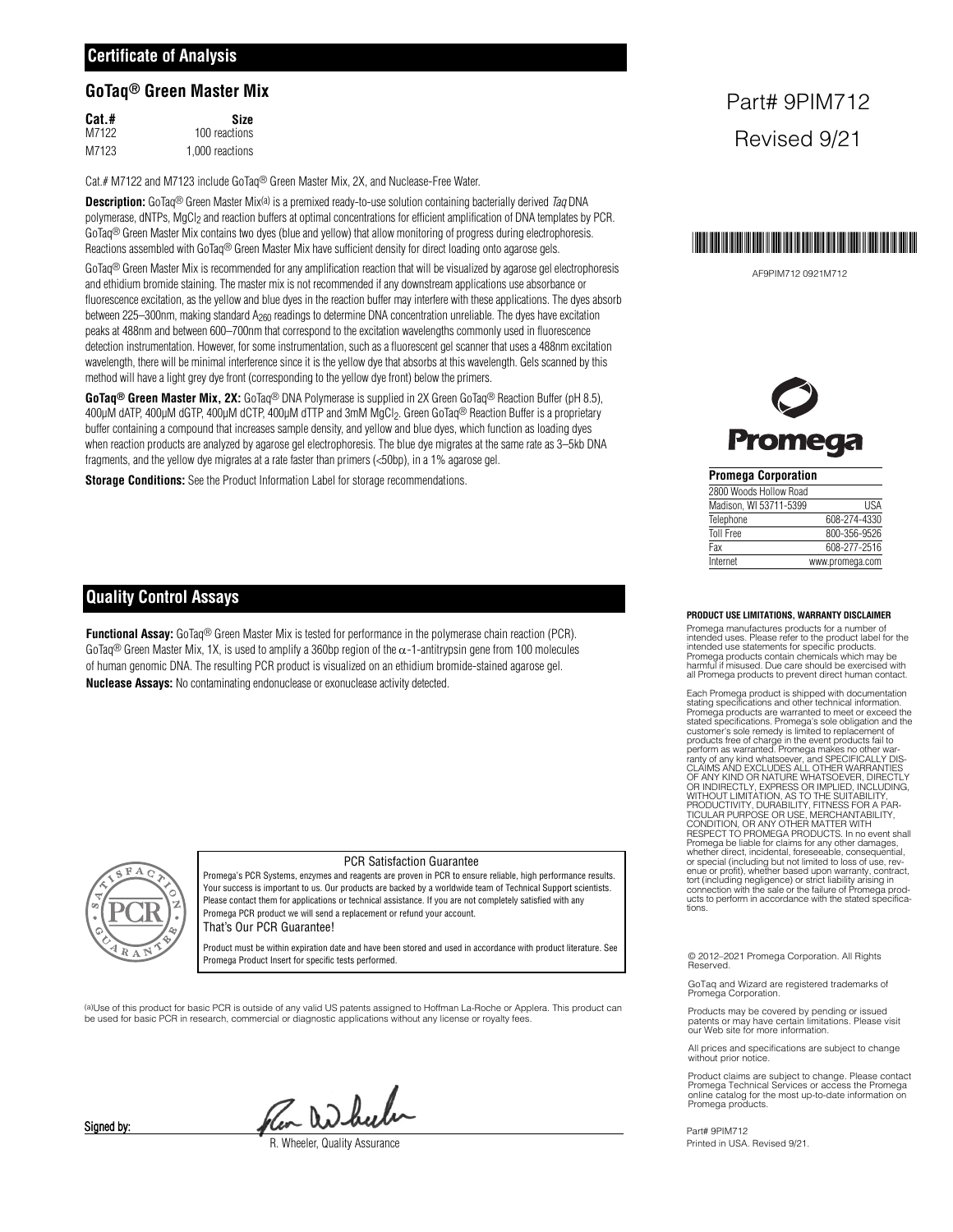## Certificate of Analysis

### GoTaq® Green Master Mix

| Cat.# | Size |
| --- | --- |
| M7122 | 100 reactions |
| M7123 | 1,000 reactions |

Cat.# M7122 and M7123 include GoTaq® Green Master Mix, 2X, and Nuclease-Free Water.

**Description:** GoTaq® Green Master Mix[(a)] is a premixed ready-to-use solution containing bacterially derived *Taq* DNA polymerase, dNTPs, $MgCl_2$ and reaction buffers at optimal concentrations for efficient amplification of DNA templates by PCR. GoTaq® Green Master Mix contains two dyes (blue and yellow) that allow monitoring of progress during electrophoresis. Reactions assembled with GoTaq® Green Master Mix have sufficient density for direct loading onto agarose gels.

GoTaq® Green Master Mix is recommended for any amplification reaction that will be visualized by agarose gel electrophoresis and ethidium bromide staining. The master mix is not recommended if any downstream applications use absorbance or fluorescence excitation, as the yellow and blue dyes in the reaction buffer may interfere with these applications. The dyes absorb between 225–300nm, making standard $A_{260}$ readings to determine DNA concentration unreliable. The dyes have excitation peaks at 488nm and between 600–700nm that correspond to the excitation wavelengths commonly used in fluorescence detection instrumentation. However, for some instrumentation, such as a fluorescent gel scanner that uses a 488nm excitation wavelength, there will be minimal interference since it is the yellow dye that absorbs at this wavelength. Gels scanned by this method will have a light grey dye front (corresponding to the yellow dye front) below the primers.

**GoTaq® Green Master Mix, 2X:** GoTaq® DNA Polymerase is supplied in 2X Green GoTaq® Reaction Buffer (pH 8.5), 400μM dATP, 400μM dGTP, 400μM dCTP, 400μM dTTP and 3mM $MgCl_2$. Green GoTaq® Reaction Buffer is a proprietary buffer containing a compound that increases sample density, and yellow and blue dyes, which function as loading dyes when reaction products are analyzed by agarose gel electrophoresis. The blue dye migrates at the same rate as 3–5kb DNA fragments, and the yellow dye migrates at a rate faster than primers (<50bp), in a 1% agarose gel.

**Storage Conditions:** See the Product Information Label for storage recommendations.

Part# 9PIM712

Revised 9/21

AF9PIM712 0921M712

**Promega Corporation**

| | |
| --- | --- |
| 2800 Woods Hollow Road | |
| Madison, WI 53711-5399 | USA |
| Telephone | 608-274-4330 |
| Toll Free | 800-356-9526 |
| Fax | 608-277-2516 |
| Internet | www.promega.com |

## Quality Control Assays

**Functional Assay:** GoTaq® Green Master Mix is tested for performance in the polymerase chain reaction (PCR). GoTaq® Green Master Mix, 1X, is used to amplify a 360bp region of the $\alpha$-1-antitrypsin gene from 100 molecules of human genomic DNA. The resulting PCR product is visualized on an ethidium bromide-stained agarose gel.

**Nuclease Assays:** No contaminating endonuclease or exonuclease activity detected.

PCR Satisfaction Guarantee

Promega's PCR Systems, enzymes and reagents are proven in PCR to ensure reliable, high performance results. Your success is important to us. Our products are backed by a worldwide team of Technical Support scientists. Please contact them for applications or technical assistance. If you are not completely satisfied with any Promega PCR product we will send a replacement or refund your account.

That's Our PCR Guarantee!

Product must be within expiration date and have been stored and used in accordance with product literature. See Promega Product Insert for specific tests performed.

[(a)]Use of this product for basic PCR is outside of any valid US patents assigned to Hoffman La-Roche or Applera. This product can be used for basic PCR in research, commercial or diagnostic applications without any license or royalty fees.

Signed by:

R. Wheeler, Quality Assurance

**PRODUCT USE LIMITATIONS, WARRANTY DISCLAIMER**

Promega manufactures products for a number of intended uses. Please refer to the product label for the intended use statements for specific products. Promega products contain chemicals which may be harmful if misused. Due care should be exercised with all Promega products to prevent direct human contact.

Each Promega product is shipped with documentation stating specifications and other technical information. Promega products are warranted to meet or exceed the stated specifications. Promega's sole obligation and the customer's sole remedy is limited to replacement of products free of charge in the event products fail to perform as warranted. Promega makes no other warranty of any kind whatsoever, and SPECIFICALLY DISCLAIMS AND EXCLUDES ALL OTHER WARRANTIES OF ANY KIND OR NATURE WHATSOEVER, DIRECTLY OR INDIRECTLY, EXPRESS OR IMPLIED, INCLUDING, WITHOUT LIMITATION, AS TO THE SUITABILITY, PRODUCTIVITY, DURABILITY, FITNESS FOR A PARTICULAR PURPOSE OR USE, MERCHANTABILITY, CONDITION, OR ANY OTHER MATTER WITH RESPECT TO PROMEGA PRODUCTS. In no event shall Promega be liable for claims for any other damages, whether direct, incidental, foreseeable, consequential, or special (including but not limited to loss of use, revenue or profit), whether based upon warranty, contract, tort (including negligence) or strict liability arising in connection with the sale or the failure of Promega products to perform in accordance with the stated specifications.

© 2012–2021 Promega Corporation. All Rights Reserved.

GoTaq and Wizard are registered trademarks of Promega Corporation.

Products may be covered by pending or issued patents or may have certain limitations. Please visit our Web site for more information.

All prices and specifications are subject to change without prior notice.

Product claims are subject to change. Please contact Promega Technical Services or access the Promega online catalog for the most up-to-date information on Promega products.

Part# 9PIM712
Printed in USA. Revised 9/21.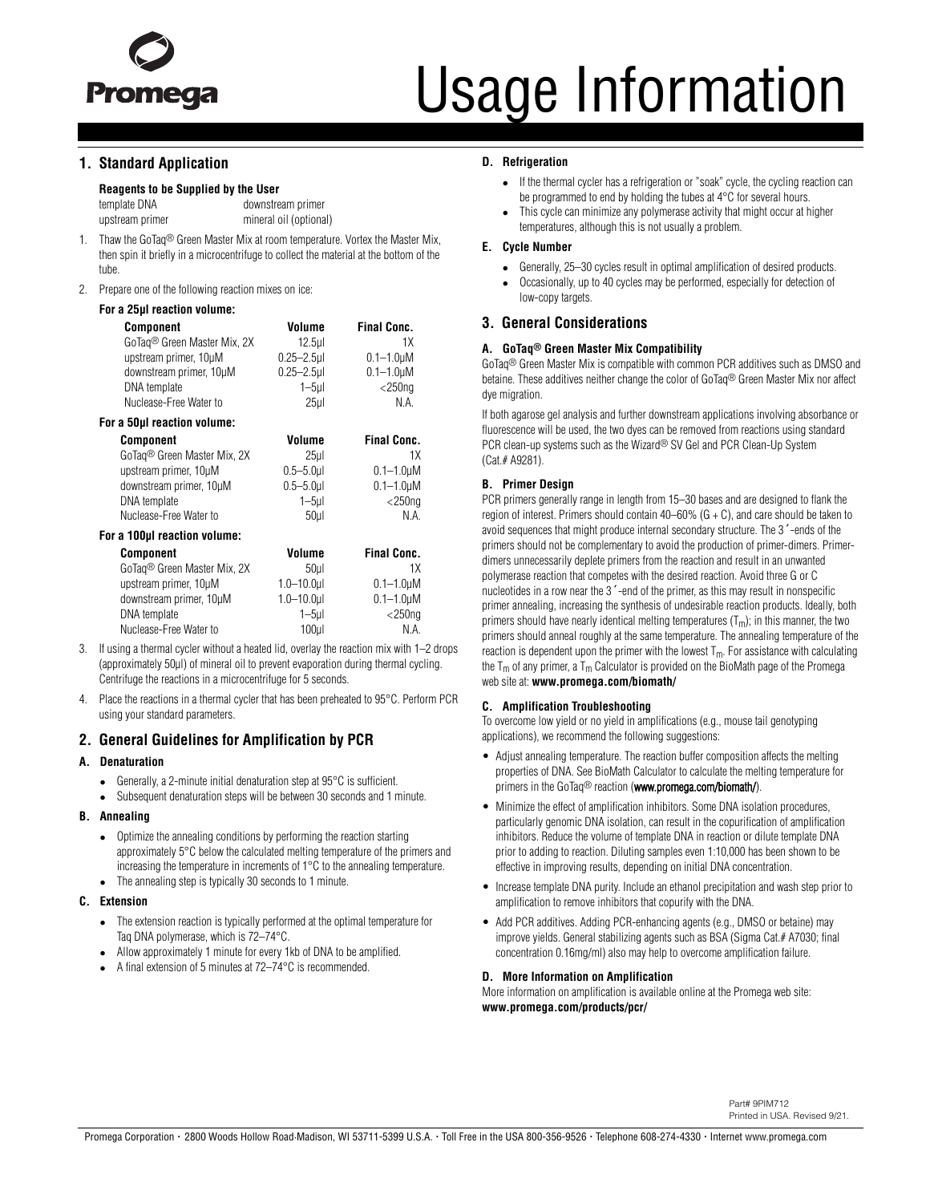# Usage Information

## 1. Standard Application

**Reagents to be Supplied by the User**

| | |
|---|---|
| template DNA | downstream primer |
| upstream primer | mineral oil (optional) |

1. Thaw the GoTaq® Green Master Mix at room temperature. Vortex the Master Mix, then spin it briefly in a microcentrifuge to collect the material at the bottom of the tube.

2. Prepare one of the following reaction mixes on ice:

**For a 25µl reaction volume:**

| Component | Volume | Final Conc. |
|---|---|---|
| GoTaq® Green Master Mix, 2X | 12.5µl | 1X |
| upstream primer, 10µM | 0.25–2.5µl | 0.1–1.0µM |
| downstream primer, 10µM | 0.25–2.5µl | 0.1–1.0µM |
| DNA template | 1–5µl | <250ng |
| Nuclease-Free Water to | 25µl | N.A. |

**For a 50µl reaction volume:**

| Component | Volume | Final Conc. |
|---|---|---|
| GoTaq® Green Master Mix, 2X | 25µl | 1X |
| upstream primer, 10µM | 0.5–5.0µl | 0.1–1.0µM |
| downstream primer, 10µM | 0.5–5.0µl | 0.1–1.0µM |
| DNA template | 1–5µl | <250ng |
| Nuclease-Free Water to | 50µl | N.A. |

**For a 100µl reaction volume:**

| Component | Volume | Final Conc. |
|---|---|---|
| GoTaq® Green Master Mix, 2X | 50µl | 1X |
| upstream primer, 10µM | 1.0–10.0µl | 0.1–1.0µM |
| downstream primer, 10µM | 1.0–10.0µl | 0.1–1.0µM |
| DNA template | 1–5µl | <250ng |
| Nuclease-Free Water to | 100µl | N.A. |

3. If using a thermal cycler without a heated lid, overlay the reaction mix with 1–2 drops (approximately 50µl) of mineral oil to prevent evaporation during thermal cycling. Centrifuge the reactions in a microcentrifuge for 5 seconds.

4. Place the reactions in a thermal cycler that has been preheated to 95°C. Perform PCR using your standard parameters.

## 2. General Guidelines for Amplification by PCR

### A. Denaturation

- Generally, a 2-minute initial denaturation step at 95°C is sufficient.
- Subsequent denaturation steps will be between 30 seconds and 1 minute.

### B. Annealing

- Optimize the annealing conditions by performing the reaction starting approximately 5°C below the calculated melting temperature of the primers and increasing the temperature in increments of 1°C to the annealing temperature.
- The annealing step is typically 30 seconds to 1 minute.

### C. Extension

- The extension reaction is typically performed at the optimal temperature for Taq DNA polymerase, which is 72–74°C.
- Allow approximately 1 minute for every 1kb of DNA to be amplified.
- A final extension of 5 minutes at 72–74°C is recommended.

### D. Refrigeration

- If the thermal cycler has a refrigeration or "soak" cycle, the cycling reaction can be programmed to end by holding the tubes at 4°C for several hours.
- This cycle can minimize any polymerase activity that might occur at higher temperatures, although this is not usually a problem.

### E. Cycle Number

- Generally, 25–30 cycles result in optimal amplification of desired products.
- Occasionally, up to 40 cycles may be performed, especially for detection of low-copy targets.

## 3. General Considerations

### A. GoTaq® Green Master Mix Compatibility

GoTaq® Green Master Mix is compatible with common PCR additives such as DMSO and betaine. These additives neither change the color of GoTaq® Green Master Mix nor affect dye migration.

If both agarose gel analysis and further downstream applications involving absorbance or fluorescence will be used, the two dyes can be removed from reactions using standard PCR clean-up systems such as the Wizard® SV Gel and PCR Clean-Up System (Cat.# A9281).

### B. Primer Design

PCR primers generally range in length from 15–30 bases and are designed to flank the region of interest. Primers should contain 40–60% (G + C), and care should be taken to avoid sequences that might produce internal secondary structure. The 3´-ends of the primers should not be complementary to avoid the production of primer-dimers. Primer-dimers unnecessarily deplete primers from the reaction and result in an unwanted polymerase reaction that competes with the desired reaction. Avoid three G or C nucleotides in a row near the 3´-end of the primer, as this may result in nonspecific primer annealing, increasing the synthesis of undesirable reaction products. Ideally, both primers should have nearly identical melting temperatures ($T_m$); in this manner, the two primers should anneal roughly at the same temperature. The annealing temperature of the reaction is dependent upon the primer with the lowest $T_m$. For assistance with calculating the $T_m$ of any primer, a $T_m$ Calculator is provided on the BioMath page of the Promega web site at: **www.promega.com/biomath/**

### C. Amplification Troubleshooting

To overcome low yield or no yield in amplifications (e.g., mouse tail genotyping applications), we recommend the following suggestions:

- Adjust annealing temperature. The reaction buffer composition affects the melting properties of DNA. See BioMath Calculator to calculate the melting temperature for primers in the GoTaq® reaction (**www.promega.com/biomath/**).
- Minimize the effect of amplification inhibitors. Some DNA isolation procedures, particularly genomic DNA isolation, can result in the copurification of amplification inhibitors. Reduce the volume of template DNA in reaction or dilute template DNA prior to adding to reaction. Diluting samples even 1:10,000 has been shown to be effective in improving results, depending on initial DNA concentration.
- Increase template DNA purity. Include an ethanol precipitation and wash step prior to amplification to remove inhibitors that copurify with the DNA.
- Add PCR additives. Adding PCR-enhancing agents (e.g., DMSO or betaine) may improve yields. General stabilizing agents such as BSA (Sigma Cat.# A7030; final concentration 0.16mg/ml) also may help to overcome amplification failure.

### D. More Information on Amplification

More information on amplification is available online at the Promega web site: **www.promega.com/products/pcr/**

Part# 9PIM712
Printed in USA. Revised 9/21.

Promega Corporation · 2800 Woods Hollow Road·Madison, WI 53711-5399 U.S.A. · Toll Free in the USA 800-356-9526 · Telephone 608-274-4330 · Internet www.promega.com